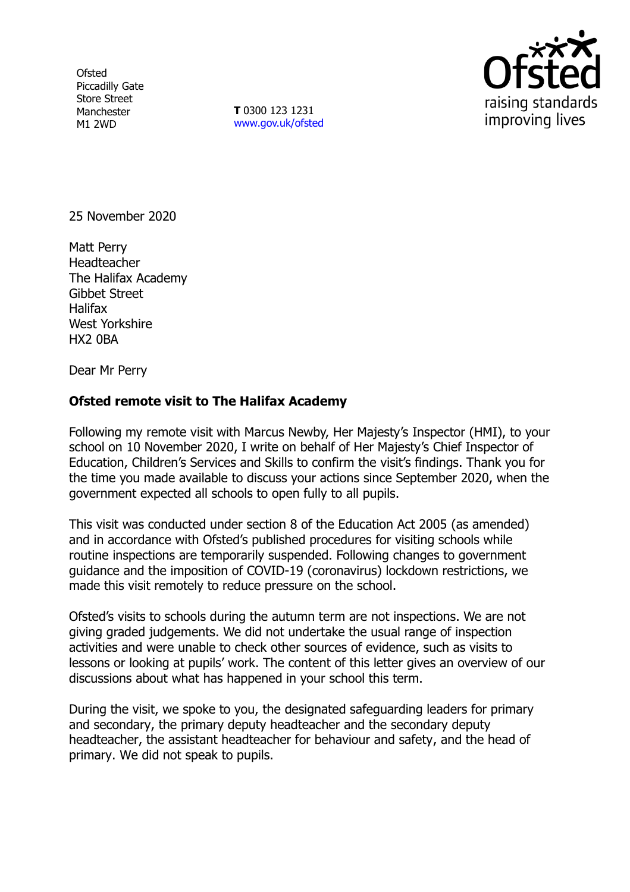Ofsted
Piccadilly Gate
Store Street
Manchester
M1 2WD

**T** 0300 123 1231
www.gov.uk/ofsted

25 November 2020

Matt Perry
Headteacher
The Halifax Academy
Gibbet Street
Halifax
West Yorkshire
HX2 0BA

Dear Mr Perry

**Ofsted remote visit to The Halifax Academy**

Following my remote visit with Marcus Newby, Her Majesty's Inspector (HMI), to your school on 10 November 2020, I write on behalf of Her Majesty's Chief Inspector of Education, Children's Services and Skills to confirm the visit's findings. Thank you for the time you made available to discuss your actions since September 2020, when the government expected all schools to open fully to all pupils.

This visit was conducted under section 8 of the Education Act 2005 (as amended) and in accordance with Ofsted's published procedures for visiting schools while routine inspections are temporarily suspended. Following changes to government guidance and the imposition of COVID-19 (coronavirus) lockdown restrictions, we made this visit remotely to reduce pressure on the school.

Ofsted's visits to schools during the autumn term are not inspections. We are not giving graded judgements. We did not undertake the usual range of inspection activities and were unable to check other sources of evidence, such as visits to lessons or looking at pupils' work. The content of this letter gives an overview of our discussions about what has happened in your school this term.

During the visit, we spoke to you, the designated safeguarding leaders for primary and secondary, the primary deputy headteacher and the secondary deputy headteacher, the assistant headteacher for behaviour and safety, and the head of primary. We did not speak to pupils.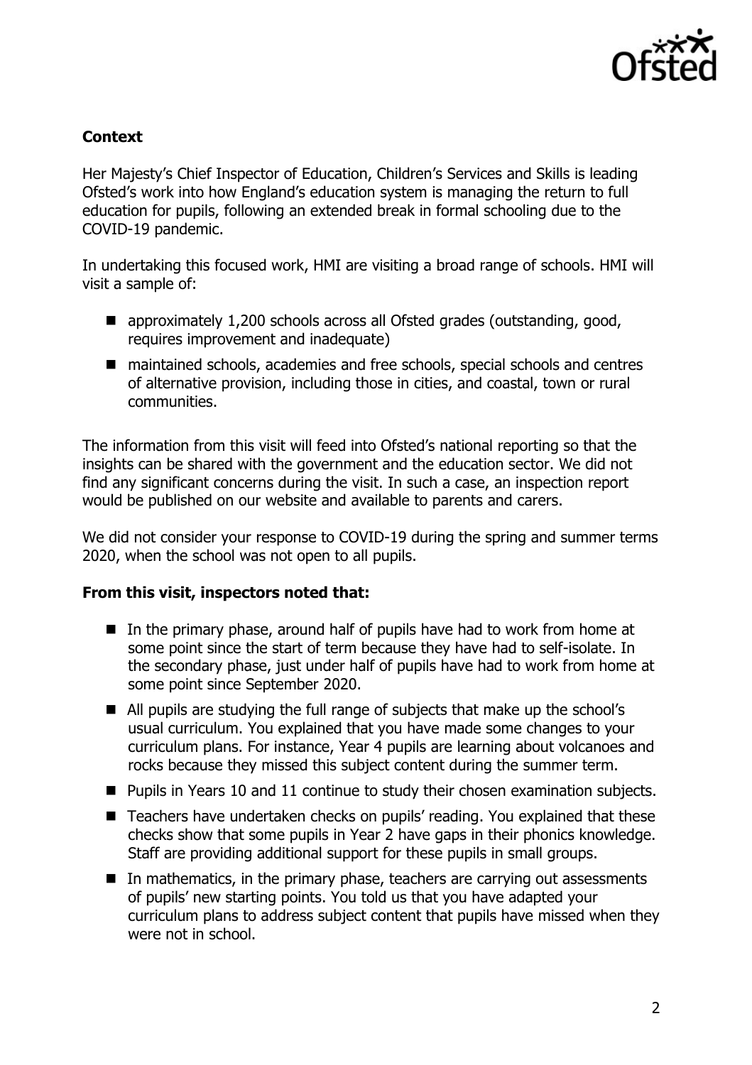## Context

Her Majesty's Chief Inspector of Education, Children's Services and Skills is leading Ofsted's work into how England's education system is managing the return to full education for pupils, following an extended break in formal schooling due to the COVID-19 pandemic.

In undertaking this focused work, HMI are visiting a broad range of schools. HMI will visit a sample of:

- approximately 1,200 schools across all Ofsted grades (outstanding, good, requires improvement and inadequate)
- maintained schools, academies and free schools, special schools and centres of alternative provision, including those in cities, and coastal, town or rural communities.

The information from this visit will feed into Ofsted's national reporting so that the insights can be shared with the government and the education sector. We did not find any significant concerns during the visit. In such a case, an inspection report would be published on our website and available to parents and carers.

We did not consider your response to COVID-19 during the spring and summer terms 2020, when the school was not open to all pupils.

### From this visit, inspectors noted that:

- In the primary phase, around half of pupils have had to work from home at some point since the start of term because they have had to self-isolate. In the secondary phase, just under half of pupils have had to work from home at some point since September 2020.
- All pupils are studying the full range of subjects that make up the school's usual curriculum. You explained that you have made some changes to your curriculum plans. For instance, Year 4 pupils are learning about volcanoes and rocks because they missed this subject content during the summer term.
- Pupils in Years 10 and 11 continue to study their chosen examination subjects.
- Teachers have undertaken checks on pupils' reading. You explained that these checks show that some pupils in Year 2 have gaps in their phonics knowledge. Staff are providing additional support for these pupils in small groups.
- In mathematics, in the primary phase, teachers are carrying out assessments of pupils' new starting points. You told us that you have adapted your curriculum plans to address subject content that pupils have missed when they were not in school.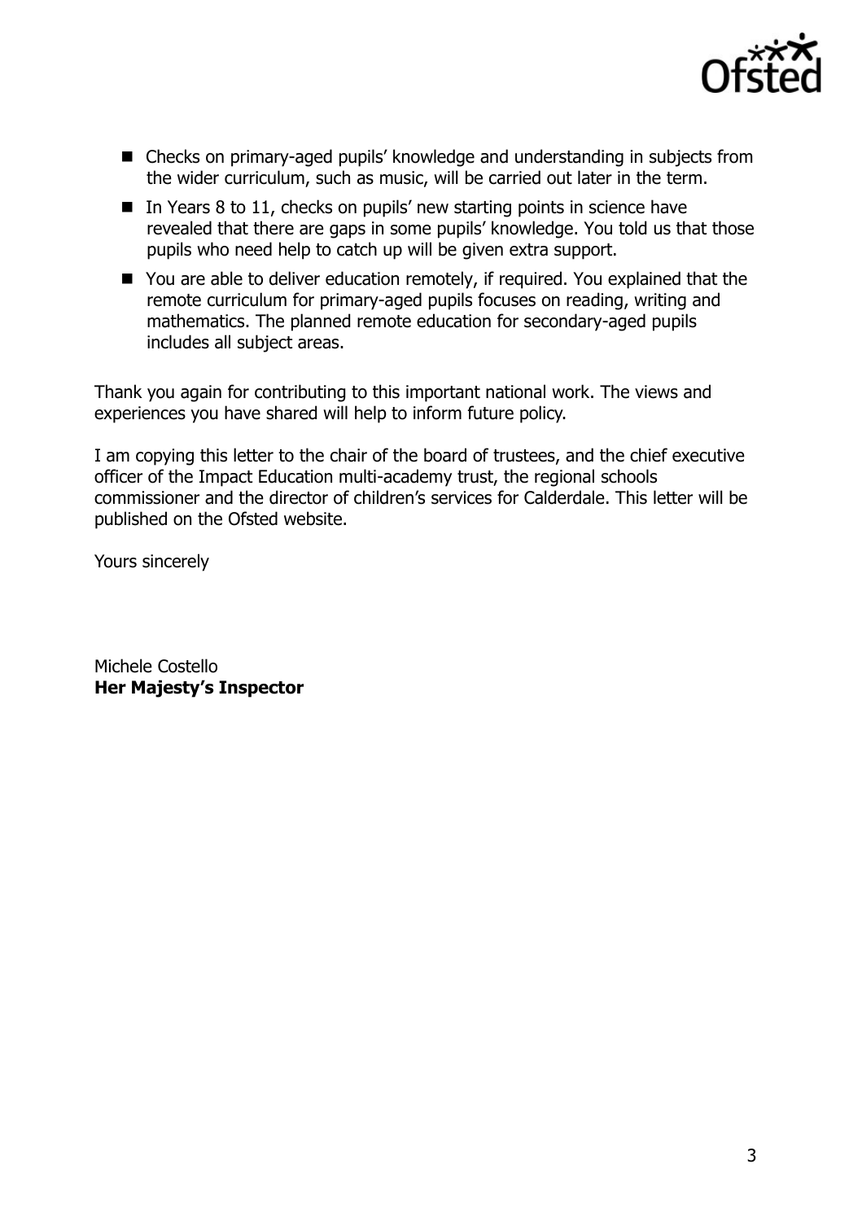- Checks on primary-aged pupils' knowledge and understanding in subjects from the wider curriculum, such as music, will be carried out later in the term.
- In Years 8 to 11, checks on pupils' new starting points in science have revealed that there are gaps in some pupils' knowledge. You told us that those pupils who need help to catch up will be given extra support.
- You are able to deliver education remotely, if required. You explained that the remote curriculum for primary-aged pupils focuses on reading, writing and mathematics. The planned remote education for secondary-aged pupils includes all subject areas.

Thank you again for contributing to this important national work. The views and experiences you have shared will help to inform future policy.

I am copying this letter to the chair of the board of trustees, and the chief executive officer of the Impact Education multi-academy trust, the regional schools commissioner and the director of children's services for Calderdale. This letter will be published on the Ofsted website.

Yours sincerely

Michele Costello
**Her Majesty's Inspector**